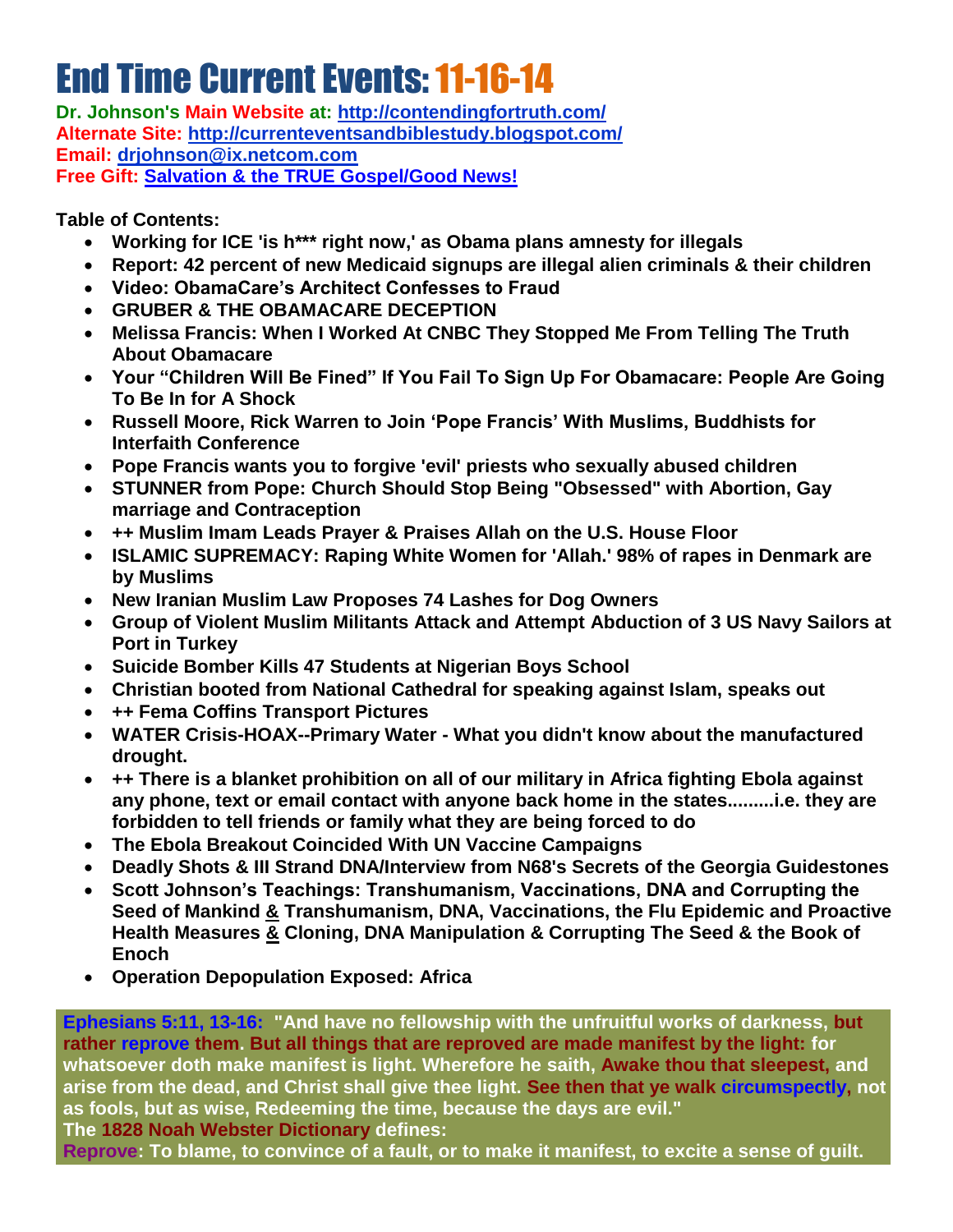# End Time Current Events: 11-16-14

**Dr. Johnson's Main Website at: http://contendingfortruth.com/**
**Alternate Site: http://currenteventsandbiblestudy.blogspot.com/**
**Email: drjohnson@ix.netcom.com**
**Free Gift: Salvation & the TRUE Gospel/Good News!**

**Table of Contents:**

- **Working for ICE 'is h*** right now,' as Obama plans amnesty for illegals**
- **Report: 42 percent of new Medicaid signups are illegal alien criminals & their children**
- **Video: ObamaCare's Architect Confesses to Fraud**
- **GRUBER & THE OBAMACARE DECEPTION**
- **Melissa Francis: When I Worked At CNBC They Stopped Me From Telling The Truth About Obamacare**
- **Your "Children Will Be Fined" If You Fail To Sign Up For Obamacare: People Are Going To Be In for A Shock**
- **Russell Moore, Rick Warren to Join 'Pope Francis' With Muslims, Buddhists for Interfaith Conference**
- **Pope Francis wants you to forgive 'evil' priests who sexually abused children**
- **STUNNER from Pope: Church Should Stop Being "Obsessed" with Abortion, Gay marriage and Contraception**
- **++ Muslim Imam Leads Prayer & Praises Allah on the U.S. House Floor**
- **ISLAMIC SUPREMACY: Raping White Women for 'Allah.' 98% of rapes in Denmark are by Muslims**
- **New Iranian Muslim Law Proposes 74 Lashes for Dog Owners**
- **Group of Violent Muslim Militants Attack and Attempt Abduction of 3 US Navy Sailors at Port in Turkey**
- **Suicide Bomber Kills 47 Students at Nigerian Boys School**
- **Christian booted from National Cathedral for speaking against Islam, speaks out**
- **++ Fema Coffins Transport Pictures**
- **WATER Crisis-HOAX--Primary Water - What you didn't know about the manufactured drought.**
- **++ There is a blanket prohibition on all of our military in Africa fighting Ebola against any phone, text or email contact with anyone back home in the states.........i.e. they are forbidden to tell friends or family what they are being forced to do**
- **The Ebola Breakout Coincided With UN Vaccine Campaigns**
- **Deadly Shots & III Strand DNA/Interview from N68's Secrets of the Georgia Guidestones**
- **Scott Johnson's Teachings: Transhumanism, Vaccinations, DNA and Corrupting the Seed of Mankind & Transhumanism, DNA, Vaccinations, the Flu Epidemic and Proactive Health Measures & Cloning, DNA Manipulation & Corrupting The Seed & the Book of Enoch**
- **Operation Depopulation Exposed: Africa**

**Ephesians 5:11, 13-16: "And have no fellowship with the unfruitful works of darkness, but rather reprove them. But all things that are reproved are made manifest by the light: for whatsoever doth make manifest is light. Wherefore he saith, Awake thou that sleepest, and arise from the dead, and Christ shall give thee light. See then that ye walk circumspectly, not as fools, but as wise, Redeeming the time, because the days are evil."**
**The 1828 Noah Webster Dictionary defines:**
**Reprove: To blame, to convince of a fault, or to make it manifest, to excite a sense of guilt.**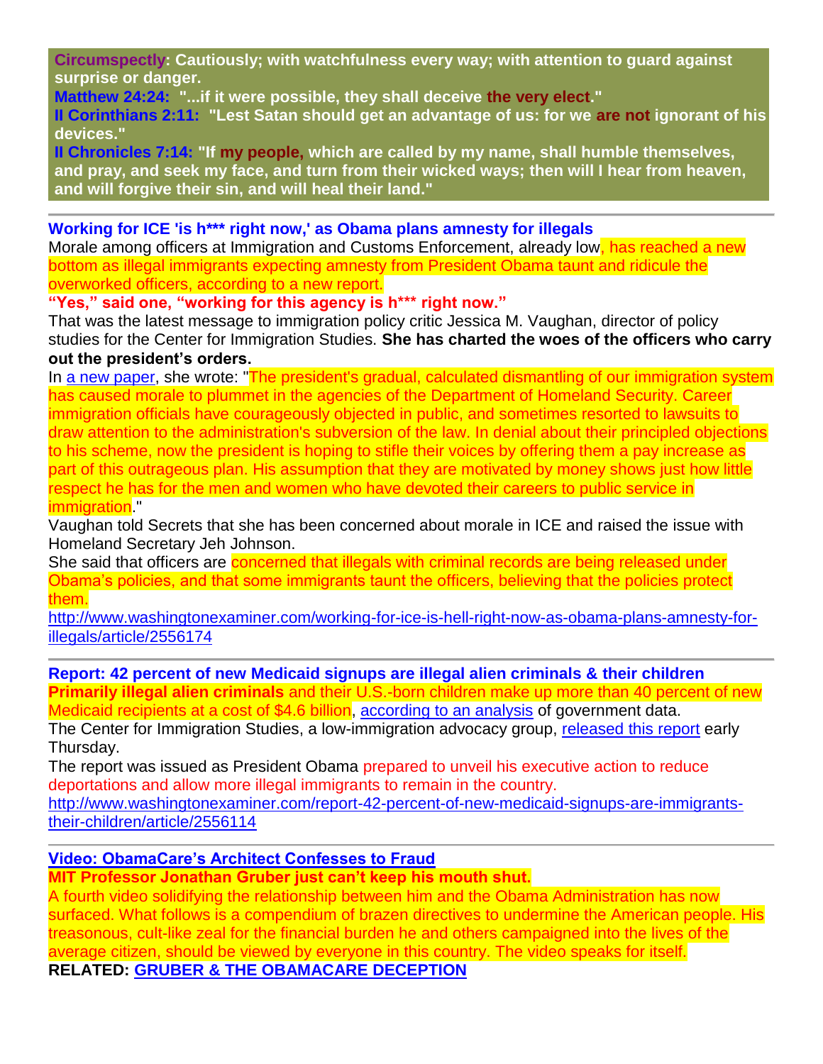**Circumspectly: Cautiously; with watchfulness every way; with attention to guard against surprise or danger.**
**Matthew 24:24: "...if it were possible, they shall deceive the very elect."**
**II Corinthians 2:11: "Lest Satan should get an advantage of us: for we are not ignorant of his devices."**
**II Chronicles 7:14: "If my people, which are called by my name, shall humble themselves, and pray, and seek my face, and turn from their wicked ways; then will I hear from heaven, and will forgive their sin, and will heal their land."**

---

**Working for ICE 'is h*** right now,' as Obama plans amnesty for illegals**

Morale among officers at Immigration and Customs Enforcement, already low, has reached a new bottom as illegal immigrants expecting amnesty from President Obama taunt and ridicule the overworked officers, according to a new report.

**"Yes," said one, "working for this agency is h*** right now."**

That was the latest message to immigration policy critic Jessica M. Vaughan, director of policy studies for the Center for Immigration Studies. **She has charted the woes of the officers who carry out the president's orders.**

In a new paper, she wrote: "The president's gradual, calculated dismantling of our immigration system has caused morale to plummet in the agencies of the Department of Homeland Security. Career immigration officials have courageously objected in public, and sometimes resorted to lawsuits to draw attention to the administration's subversion of the law. In denial about their principled objections to his scheme, now the president is hoping to stifle their voices by offering them a pay increase as part of this outrageous plan. His assumption that they are motivated by money shows just how little respect he has for the men and women who have devoted their careers to public service in immigration."

Vaughan told Secrets that she has been concerned about morale in ICE and raised the issue with Homeland Secretary Jeh Johnson.

She said that officers are concerned that illegals with criminal records are being released under Obama's policies, and that some immigrants taunt the officers, believing that the policies protect them.

http://www.washingtonexaminer.com/working-for-ice-is-hell-right-now-as-obama-plans-amnesty-for-illegals/article/2556174

---

**Report: 42 percent of new Medicaid signups are illegal alien criminals & their children**

**Primarily illegal alien criminals** and their U.S.-born children make up more than 40 percent of new Medicaid recipients at a cost of $4.6 billion, according to an analysis of government data.

The Center for Immigration Studies, a low-immigration advocacy group, released this report early Thursday.

The report was issued as President Obama prepared to unveil his executive action to reduce deportations and allow more illegal immigrants to remain in the country.

http://www.washingtonexaminer.com/report-42-percent-of-new-medicaid-signups-are-immigrants-their-children/article/2556114

---

**Video: ObamaCare's Architect Confesses to Fraud**

**MIT Professor Jonathan Gruber just can't keep his mouth shut.**

A fourth video solidifying the relationship between him and the Obama Administration has now surfaced. What follows is a compendium of brazen directives to undermine the American people. His treasonous, cult-like zeal for the financial burden he and others campaigned into the lives of the average citizen, should be viewed by everyone in this country. The video speaks for itself.

**RELATED: GRUBER & THE OBAMACARE DECEPTION**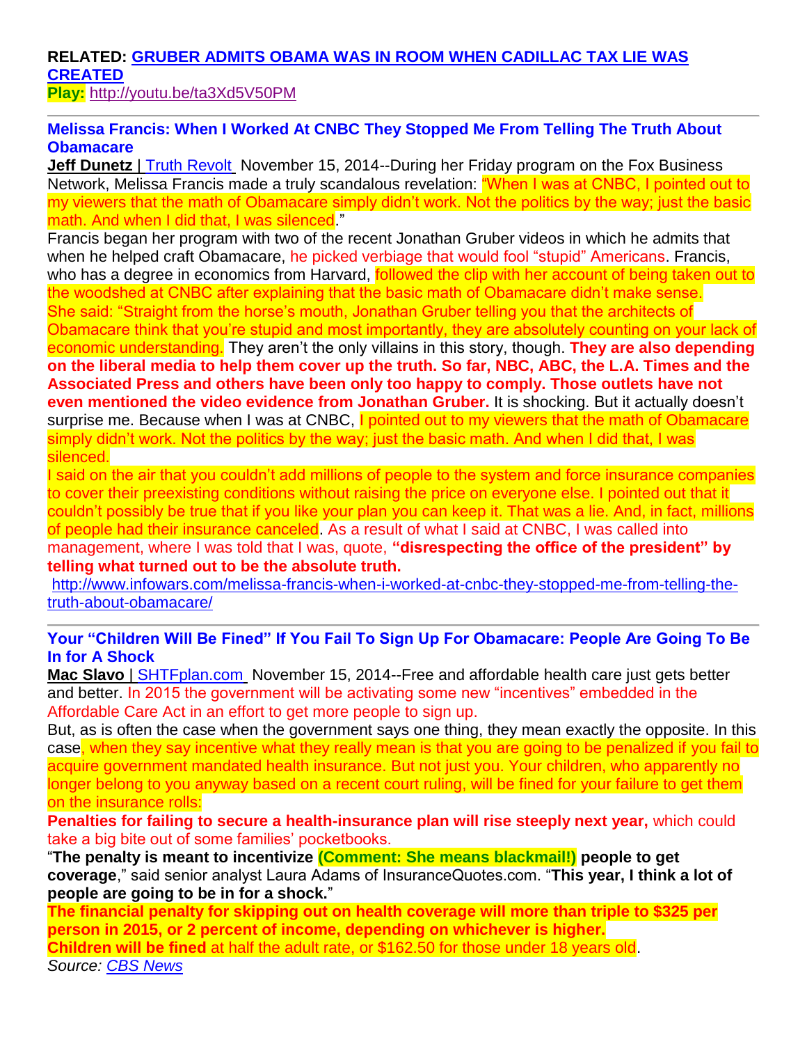**RELATED: GRUBER ADMITS OBAMA WAS IN ROOM WHEN CADILLAC TAX LIE WAS CREATED**
**Play:** http://youtu.be/ta3Xd5V50PM

---

### Melissa Francis: When I Worked At CNBC They Stopped Me From Telling The Truth About Obamacare

**Jeff Dunetz** | Truth Revolt November 15, 2014--During her Friday program on the Fox Business Network, Melissa Francis made a truly scandalous revelation: "When I was at CNBC, I pointed out to my viewers that the math of Obamacare simply didn't work. Not the politics by the way; just the basic math. And when I did that, I was silenced."

Francis began her program with two of the recent Jonathan Gruber videos in which he admits that when he helped craft Obamacare, he picked verbiage that would fool "stupid" Americans. Francis, who has a degree in economics from Harvard, followed the clip with her account of being taken out to the woodshed at CNBC after explaining that the basic math of Obamacare didn't make sense.

She said: "Straight from the horse's mouth, Jonathan Gruber telling you that the architects of Obamacare think that you're stupid and most importantly, they are absolutely counting on your lack of economic understanding. They aren't the only villains in this story, though. **They are also depending on the liberal media to help them cover up the truth. So far, NBC, ABC, the L.A. Times and the Associated Press and others have been only too happy to comply. Those outlets have not even mentioned the video evidence from Jonathan Gruber.** It is shocking. But it actually doesn't surprise me. Because when I was at CNBC, I pointed out to my viewers that the math of Obamacare simply didn't work. Not the politics by the way; just the basic math. And when I did that, I was silenced.

I said on the air that you couldn't add millions of people to the system and force insurance companies to cover their preexisting conditions without raising the price on everyone else. I pointed out that it couldn't possibly be true that if you like your plan you can keep it. That was a lie. And, in fact, millions of people had their insurance canceled. As a result of what I said at CNBC, I was called into management, where I was told that I was, quote, **"disrespecting the office of the president" by telling what turned out to be the absolute truth.**

http://www.infowars.com/melissa-francis-when-i-worked-at-cnbc-they-stopped-me-from-telling-the-truth-about-obamacare/

---

### Your "Children Will Be Fined" If You Fail To Sign Up For Obamacare: People Are Going To Be In for A Shock

**Mac Slavo** | SHTFplan.com November 15, 2014--Free and affordable health care just gets better and better. In 2015 the government will be activating some new "incentives" embedded in the Affordable Care Act in an effort to get more people to sign up.

But, as is often the case when the government says one thing, they mean exactly the opposite. In this case, when they say incentive what they really mean is that you are going to be penalized if you fail to acquire government mandated health insurance. But not just you. Your children, who apparently no longer belong to you anyway based on a recent court ruling, will be fined for your failure to get them on the insurance rolls:

**Penalties for failing to secure a health-insurance plan will rise steeply next year,** which could take a big bite out of some families' pocketbooks.

"**The penalty is meant to incentivize (Comment: She means blackmail!) people to get coverage**," said senior analyst Laura Adams of InsuranceQuotes.com. "**This year, I think a lot of people are going to be in for a shock.**"

**The financial penalty for skipping out on health coverage will more than triple to $325 per person in 2015, or 2 percent of income, depending on whichever is higher.**

**Children will be fined** at half the adult rate, or $162.50 for those under 18 years old.

*Source: CBS News*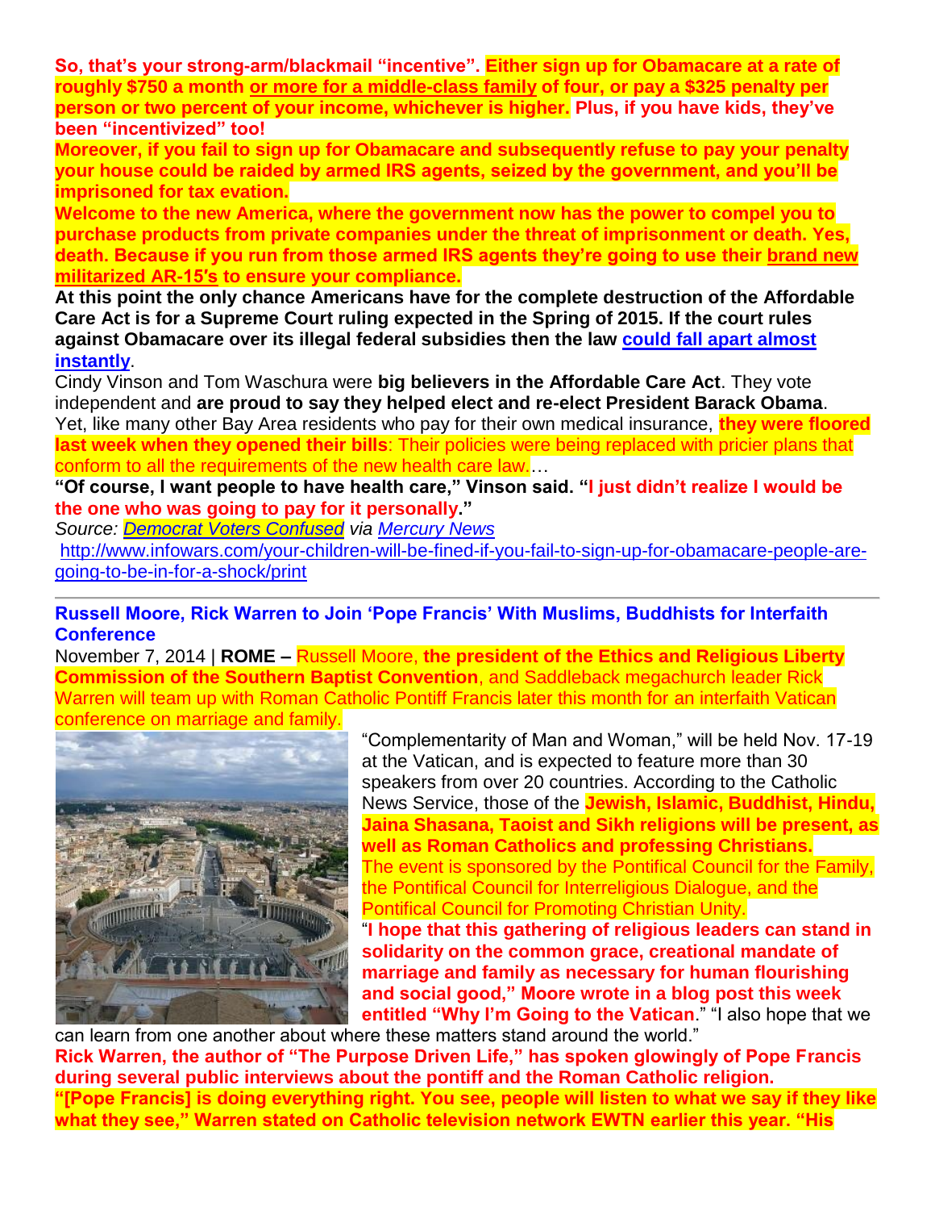**So, that's your strong-arm/blackmail "incentive". Either sign up for Obamacare at a rate of roughly $750 a month or more for a middle-class family of four, or pay a $325 penalty per person or two percent of your income, whichever is higher. Plus, if you have kids, they've been "incentivized" too!**

**Moreover, if you fail to sign up for Obamacare and subsequently refuse to pay your penalty your house could be raided by armed IRS agents, seized by the government, and you'll be imprisoned for tax evation.**

**Welcome to the new America, where the government now has the power to compel you to purchase products from private companies under the threat of imprisonment or death. Yes, death. Because if you run from those armed IRS agents they're going to use their brand new militarized AR-15′s to ensure your compliance.**

**At this point the only chance Americans have for the complete destruction of the Affordable Care Act is for a Supreme Court ruling expected in the Spring of 2015. If the court rules against Obamacare over its illegal federal subsidies then the law could fall apart almost instantly.**

Cindy Vinson and Tom Waschura were **big believers in the Affordable Care Act**. They vote independent and **are proud to say they helped elect and re-elect President Barack Obama**. Yet, like many other Bay Area residents who pay for their own medical insurance, **they were floored last week when they opened their bills**: Their policies were being replaced with pricier plans that conform to all the requirements of the new health care law.…

**"Of course, I want people to have health care," Vinson said. "I just didn't realize I would be the one who was going to pay for it personally."**

*Source: Democrat Voters Confused via Mercury News*

http://www.infowars.com/your-children-will-be-fined-if-you-fail-to-sign-up-for-obamacare-people-are-going-to-be-in-for-a-shock/print

---

## Russell Moore, Rick Warren to Join 'Pope Francis' With Muslims, Buddhists for Interfaith Conference

November 7, 2014 | **ROME –** Russell Moore, **the president of the Ethics and Religious Liberty Commission of the Southern Baptist Convention**, and Saddleback megachurch leader Rick Warren will team up with Roman Catholic Pontiff Francis later this month for an interfaith Vatican conference on marriage and family.

"Complementarity of Man and Woman," will be held Nov. 17-19 at the Vatican, and is expected to feature more than 30 speakers from over 20 countries. According to the Catholic News Service, those of the **Jewish, Islamic, Buddhist, Hindu, Jaina Shasana, Taoist and Sikh religions will be present, as well as Roman Catholics and professing Christians.** The event is sponsored by the Pontifical Council for the Family, the Pontifical Council for Interreligious Dialogue, and the Pontifical Council for Promoting Christian Unity.

"**I hope that this gathering of religious leaders can stand in solidarity on the common grace, creational mandate of marriage and family as necessary for human flourishing and social good," Moore wrote in a blog post this week entitled "Why I'm Going to the Vatican**." "I also hope that we can learn from one another about where these matters stand around the world."

**Rick Warren, the author of "The Purpose Driven Life," has spoken glowingly of Pope Francis during several public interviews about the pontiff and the Roman Catholic religion.**

**"[Pope Francis] is doing everything right. You see, people will listen to what we say if they like what they see," Warren stated on Catholic television network EWTN earlier this year. "His**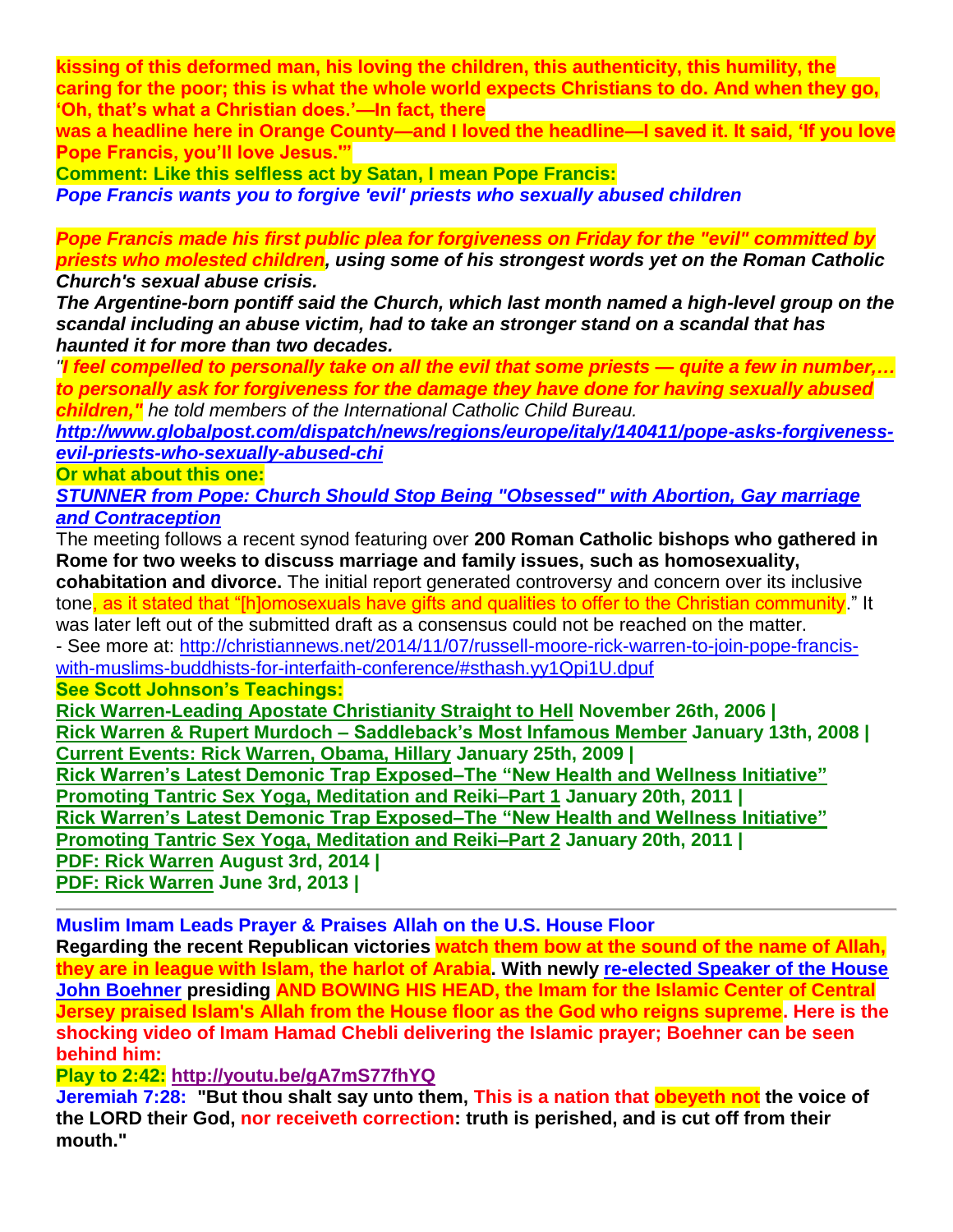**kissing of this deformed man, his loving the children, this authenticity, this humility, the caring for the poor; this is what the whole world expects Christians to do. And when they go, 'Oh, that's what a Christian does.'—In fact, there was a headline here in Orange County—and I loved the headline—I saved it. It said, 'If you love Pope Francis, you'll love Jesus.'"**

**Comment: Like this selfless act by Satan, I mean Pope Francis:**

***Pope Francis wants you to forgive 'evil' priests who sexually abused children***

***Pope Francis made his first public plea for forgiveness on Friday for the "evil" committed by priests who molested children, using some of his strongest words yet on the Roman Catholic Church's sexual abuse crisis.***

***The Argentine-born pontiff said the Church, which last month named a high-level group on the scandal including an abuse victim, had to take an stronger stand on a scandal that has haunted it for more than two decades.***

***"I feel compelled to personally take on all the evil that some priests — quite a few in number,… to personally ask for forgiveness for the damage they have done for having sexually abused children,"*** *he told members of the International Catholic Child Bureau.*

***http://www.globalpost.com/dispatch/news/regions/europe/italy/140411/pope-asks-forgiveness-evil-priests-who-sexually-abused-chi***

**Or what about this one:**

***STUNNER from Pope: Church Should Stop Being "Obsessed" with Abortion, Gay marriage and Contraception***

The meeting follows a recent synod featuring over **200 Roman Catholic bishops who gathered in Rome for two weeks to discuss marriage and family issues, such as homosexuality, cohabitation and divorce.** The initial report generated controversy and concern over its inclusive tone, as it stated that "[h]omosexuals have gifts and qualities to offer to the Christian community." It was later left out of the submitted draft as a consensus could not be reached on the matter.

- See more at: http://christiannews.net/2014/11/07/russell-moore-rick-warren-to-join-pope-francis-with-muslims-buddhists-for-interfaith-conference/#sthash.yy1Qpi1U.dpuf

**See Scott Johnson's Teachings:**

**Rick Warren-Leading Apostate Christianity Straight to Hell November 26th, 2006 |**
**Rick Warren & Rupert Murdoch – Saddleback's Most Infamous Member January 13th, 2008 |**
**Current Events: Rick Warren, Obama, Hillary January 25th, 2009 |**
**Rick Warren's Latest Demonic Trap Exposed–The "New Health and Wellness Initiative" Promoting Tantric Sex Yoga, Meditation and Reiki–Part 1 January 20th, 2011 |**
**Rick Warren's Latest Demonic Trap Exposed–The "New Health and Wellness Initiative" Promoting Tantric Sex Yoga, Meditation and Reiki–Part 2 January 20th, 2011 |**
**PDF: Rick Warren August 3rd, 2014 |**
**PDF: Rick Warren June 3rd, 2013 |**

---

**Muslim Imam Leads Prayer & Praises Allah on the U.S. House Floor**

**Regarding the recent Republican victories watch them bow at the sound of the name of Allah, they are in league with Islam, the harlot of Arabia. With newly re-elected Speaker of the House John Boehner presiding AND BOWING HIS HEAD, the Imam for the Islamic Center of Central Jersey praised Islam's Allah from the House floor as the God who reigns supreme. Here is the shocking video of Imam Hamad Chebli delivering the Islamic prayer; Boehner can be seen behind him:**

**Play to 2:42: http://youtu.be/gA7mS77fhYQ**

**Jeremiah 7:28: "But thou shalt say unto them, This is a nation that obeyeth not the voice of the LORD their God, nor receiveth correction: truth is perished, and is cut off from their mouth."**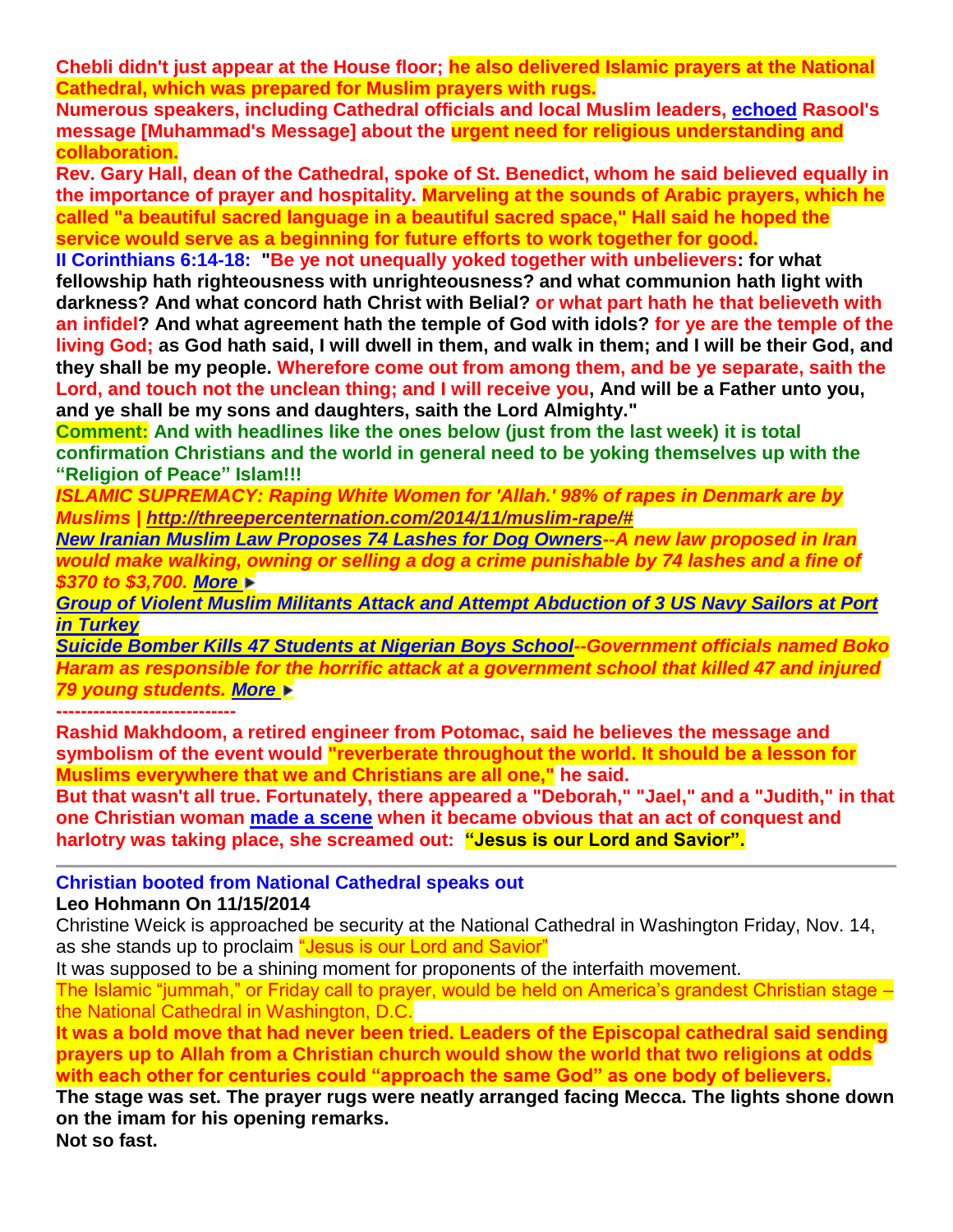**Chebli didn't just appear at the House floor; he also delivered Islamic prayers at the National Cathedral, which was prepared for Muslim prayers with rugs.**

**Numerous speakers, including Cathedral officials and local Muslim leaders, echoed Rasool's message [Muhammad's Message] about the urgent need for religious understanding and collaboration.**

**Rev. Gary Hall, dean of the Cathedral, spoke of St. Benedict, whom he said believed equally in the importance of prayer and hospitality. Marveling at the sounds of Arabic prayers, which he called "a beautiful sacred language in a beautiful sacred space," Hall said he hoped the service would serve as a beginning for future efforts to work together for good.**

**II Corinthians 6:14-18: "Be ye not unequally yoked together with unbelievers: for what fellowship hath righteousness with unrighteousness? and what communion hath light with darkness? And what concord hath Christ with Belial? or what part hath he that believeth with an infidel? And what agreement hath the temple of God with idols? for ye are the temple of the living God; as God hath said, I will dwell in them, and walk in them; and I will be their God, and they shall be my people. Wherefore come out from among them, and be ye separate, saith the Lord, and touch not the unclean thing; and I will receive you, And will be a Father unto you, and ye shall be my sons and daughters, saith the Lord Almighty."**

**Comment: And with headlines like the ones below (just from the last week) it is total confirmation Christians and the world in general need to be yoking themselves up with the "Religion of Peace" Islam!!!**

***ISLAMIC SUPREMACY: Raping White Women for 'Allah.' 98% of rapes in Denmark are by Muslims | http://threepercenternation.com/2014/11/muslim-rape/#***

***New Iranian Muslim Law Proposes 74 Lashes for Dog Owners--A new law proposed in Iran would make walking, owning or selling a dog a crime punishable by 74 lashes and a fine of $370 to $3,700. More ►***

***Group of Violent Muslim Militants Attack and Attempt Abduction of 3 US Navy Sailors at Port in Turkey***

***Suicide Bomber Kills 47 Students at Nigerian Boys School--Government officials named Boko Haram as responsible for the horrific attack at a government school that killed 47 and injured 79 young students. More ►***

-----------------------------

**Rashid Makhdoom, a retired engineer from Potomac, said he believes the message and symbolism of the event would "reverberate throughout the world. It should be a lesson for Muslims everywhere that we and Christians are all one," he said.**

**But that wasn't all true. Fortunately, there appeared a "Deborah," "Jael," and a "Judith," in that one Christian woman made a scene when it became obvious that an act of conquest and harlotry was taking place, she screamed out: "Jesus is our Lord and Savior".**

---

**Christian booted from National Cathedral speaks out**

**Leo Hohmann On 11/15/2014**

Christine Weick is approached be security at the National Cathedral in Washington Friday, Nov. 14, as she stands up to proclaim "Jesus is our Lord and Savior"

It was supposed to be a shining moment for proponents of the interfaith movement.

The Islamic "jummah," or Friday call to prayer, would be held on America's grandest Christian stage – the National Cathedral in Washington, D.C.

**It was a bold move that had never been tried. Leaders of the Episcopal cathedral said sending prayers up to Allah from a Christian church would show the world that two religions at odds with each other for centuries could "approach the same God" as one body of believers.**

**The stage was set. The prayer rugs were neatly arranged facing Mecca. The lights shone down on the imam for his opening remarks.**

**Not so fast.**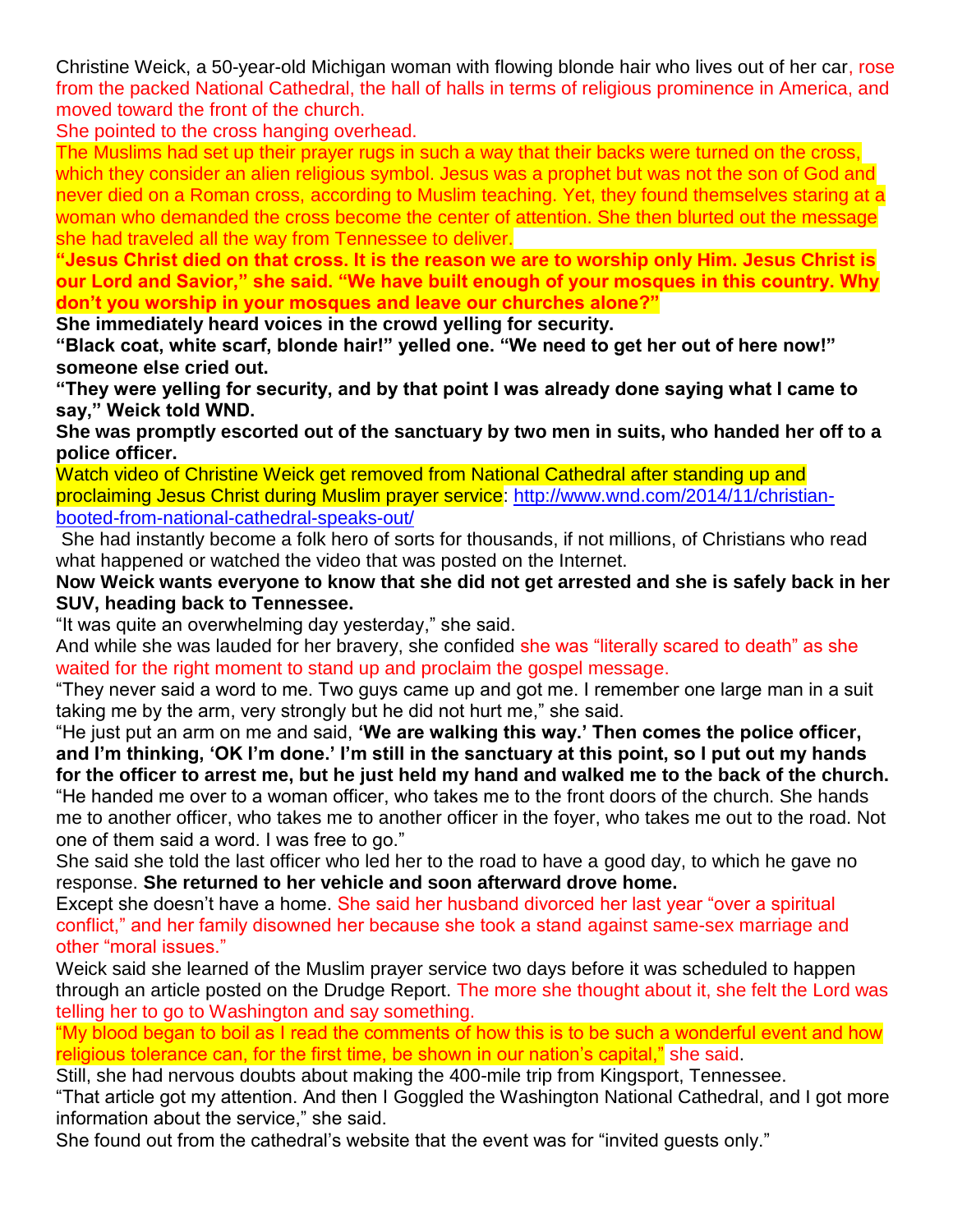Christine Weick, a 50-year-old Michigan woman with flowing blonde hair who lives out of her car, rose from the packed National Cathedral, the hall of halls in terms of religious prominence in America, and moved toward the front of the church.

She pointed to the cross hanging overhead.

The Muslims had set up their prayer rugs in such a way that their backs were turned on the cross, which they consider an alien religious symbol. Jesus was a prophet but was not the son of God and never died on a Roman cross, according to Muslim teaching. Yet, they found themselves staring at a woman who demanded the cross become the center of attention. She then blurted out the message she had traveled all the way from Tennessee to deliver.

**"Jesus Christ died on that cross. It is the reason we are to worship only Him. Jesus Christ is our Lord and Savior," she said. "We have built enough of your mosques in this country. Why don't you worship in your mosques and leave our churches alone?"**

**She immediately heard voices in the crowd yelling for security.**

**"Black coat, white scarf, blonde hair!" yelled one. "We need to get her out of here now!" someone else cried out.**

**"They were yelling for security, and by that point I was already done saying what I came to say," Weick told WND.**

**She was promptly escorted out of the sanctuary by two men in suits, who handed her off to a police officer.**

Watch video of Christine Weick get removed from National Cathedral after standing up and proclaiming Jesus Christ during Muslim prayer service: http://www.wnd.com/2014/11/christian-booted-from-national-cathedral-speaks-out/

She had instantly become a folk hero of sorts for thousands, if not millions, of Christians who read what happened or watched the video that was posted on the Internet.

**Now Weick wants everyone to know that she did not get arrested and she is safely back in her SUV, heading back to Tennessee.**

"It was quite an overwhelming day yesterday," she said.

And while she was lauded for her bravery, she confided she was "literally scared to death" as she waited for the right moment to stand up and proclaim the gospel message.

"They never said a word to me. Two guys came up and got me. I remember one large man in a suit taking me by the arm, very strongly but he did not hurt me," she said.

"He just put an arm on me and said, **'We are walking this way.' Then comes the police officer, and I'm thinking, 'OK I'm done.' I'm still in the sanctuary at this point, so I put out my hands for the officer to arrest me, but he just held my hand and walked me to the back of the church.**

"He handed me over to a woman officer, who takes me to the front doors of the church. She hands me to another officer, who takes me to another officer in the foyer, who takes me out to the road. Not one of them said a word. I was free to go."

She said she told the last officer who led her to the road to have a good day, to which he gave no response. **She returned to her vehicle and soon afterward drove home.**

Except she doesn't have a home. She said her husband divorced her last year "over a spiritual conflict," and her family disowned her because she took a stand against same-sex marriage and other "moral issues."

Weick said she learned of the Muslim prayer service two days before it was scheduled to happen through an article posted on the Drudge Report. The more she thought about it, she felt the Lord was telling her to go to Washington and say something.

"My blood began to boil as I read the comments of how this is to be such a wonderful event and how religious tolerance can, for the first time, be shown in our nation's capital," she said.

Still, she had nervous doubts about making the 400-mile trip from Kingsport, Tennessee.

"That article got my attention. And then I Goggled the Washington National Cathedral, and I got more information about the service," she said.

She found out from the cathedral's website that the event was for "invited guests only."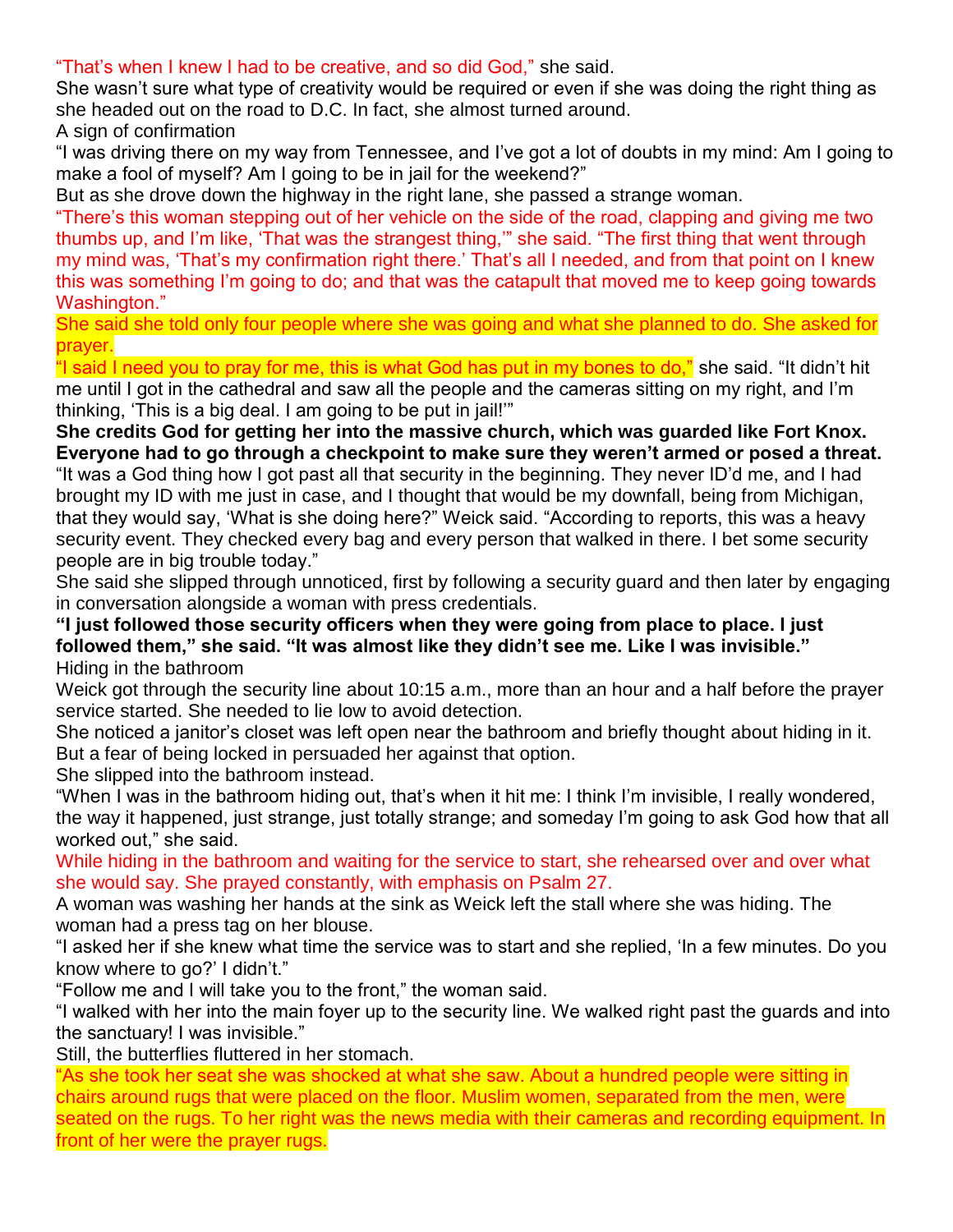"That's when I knew I had to be creative, and so did God," she said.

She wasn't sure what type of creativity would be required or even if she was doing the right thing as she headed out on the road to D.C. In fact, she almost turned around.

A sign of confirmation

"I was driving there on my way from Tennessee, and I've got a lot of doubts in my mind: Am I going to make a fool of myself? Am I going to be in jail for the weekend?"

But as she drove down the highway in the right lane, she passed a strange woman.

"There's this woman stepping out of her vehicle on the side of the road, clapping and giving me two thumbs up, and I'm like, 'That was the strangest thing,'" she said. "The first thing that went through my mind was, 'That's my confirmation right there.' That's all I needed, and from that point on I knew this was something I'm going to do; and that was the catapult that moved me to keep going towards Washington."

She said she told only four people where she was going and what she planned to do. She asked for prayer.

"I said I need you to pray for me, this is what God has put in my bones to do," she said. "It didn't hit me until I got in the cathedral and saw all the people and the cameras sitting on my right, and I'm thinking, 'This is a big deal. I am going to be put in jail!'"

**She credits God for getting her into the massive church, which was guarded like Fort Knox. Everyone had to go through a checkpoint to make sure they weren't armed or posed a threat.**

"It was a God thing how I got past all that security in the beginning. They never ID'd me, and I had brought my ID with me just in case, and I thought that would be my downfall, being from Michigan, that they would say, 'What is she doing here?" Weick said. "According to reports, this was a heavy security event. They checked every bag and every person that walked in there. I bet some security people are in big trouble today."

She said she slipped through unnoticed, first by following a security guard and then later by engaging in conversation alongside a woman with press credentials.

**"I just followed those security officers when they were going from place to place. I just followed them," she said. "It was almost like they didn't see me. Like I was invisible."**

Hiding in the bathroom

Weick got through the security line about 10:15 a.m., more than an hour and a half before the prayer service started. She needed to lie low to avoid detection.

She noticed a janitor's closet was left open near the bathroom and briefly thought about hiding in it. But a fear of being locked in persuaded her against that option.

She slipped into the bathroom instead.

"When I was in the bathroom hiding out, that's when it hit me: I think I'm invisible, I really wondered, the way it happened, just strange, just totally strange; and someday I'm going to ask God how that all worked out," she said.

While hiding in the bathroom and waiting for the service to start, she rehearsed over and over what she would say. She prayed constantly, with emphasis on Psalm 27.

A woman was washing her hands at the sink as Weick left the stall where she was hiding. The woman had a press tag on her blouse.

"I asked her if she knew what time the service was to start and she replied, 'In a few minutes. Do you know where to go?' I didn't."

"Follow me and I will take you to the front," the woman said.

"I walked with her into the main foyer up to the security line. We walked right past the guards and into the sanctuary! I was invisible."

Still, the butterflies fluttered in her stomach.

"As she took her seat she was shocked at what she saw. About a hundred people were sitting in chairs around rugs that were placed on the floor. Muslim women, separated from the men, were seated on the rugs. To her right was the news media with their cameras and recording equipment. In front of her were the prayer rugs.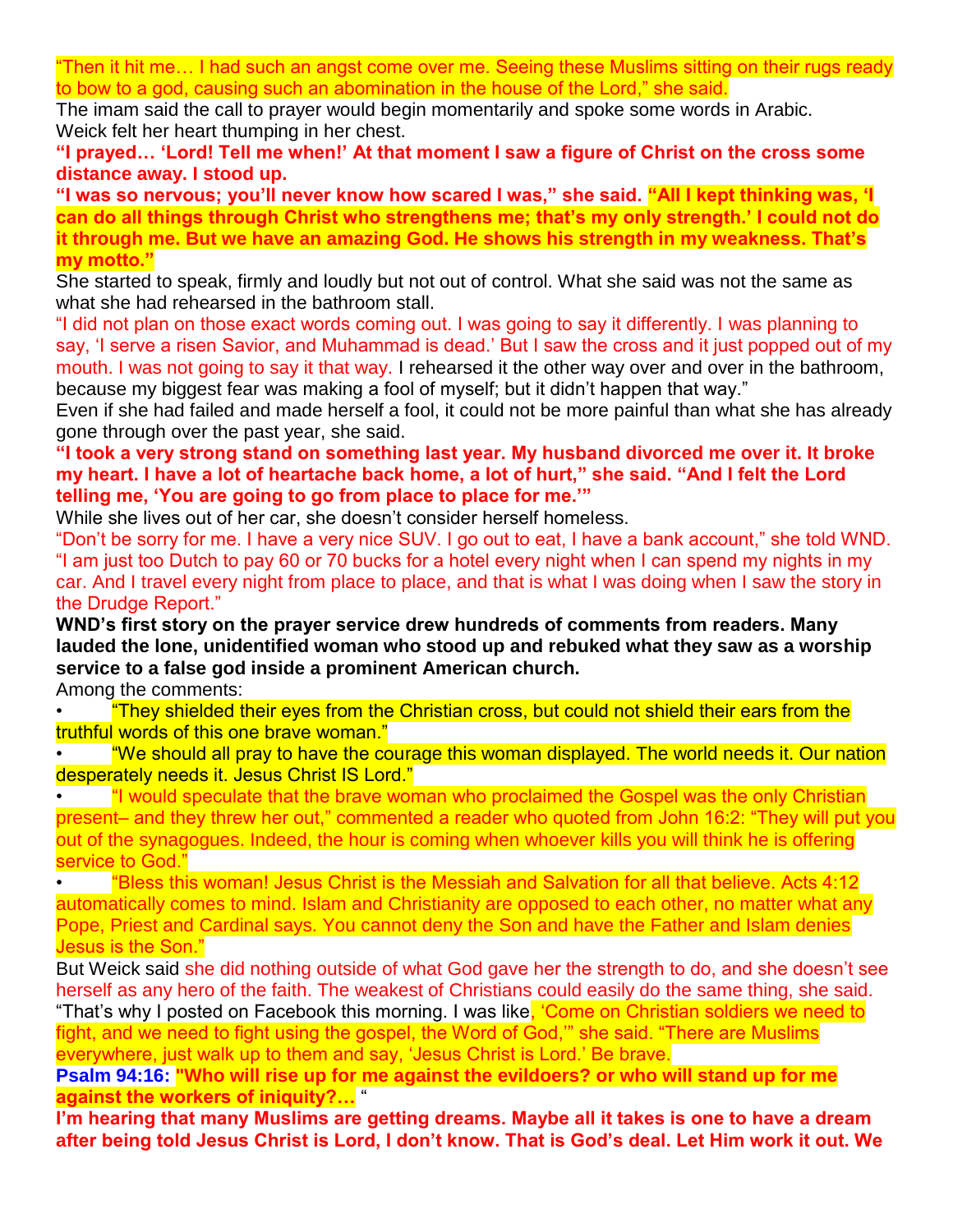"Then it hit me… I had such an angst come over me. Seeing these Muslims sitting on their rugs ready to bow to a god, causing such an abomination in the house of the Lord," she said.

The imam said the call to prayer would begin momentarily and spoke some words in Arabic.

Weick felt her heart thumping in her chest.

**"I prayed… 'Lord! Tell me when!' At that moment I saw a figure of Christ on the cross some distance away. I stood up.**

**"I was so nervous; you'll never know how scared I was," she said. "All I kept thinking was, 'I can do all things through Christ who strengthens me; that's my only strength.' I could not do it through me. But we have an amazing God. He shows his strength in my weakness. That's my motto."**

She started to speak, firmly and loudly but not out of control. What she said was not the same as what she had rehearsed in the bathroom stall.

"I did not plan on those exact words coming out. I was going to say it differently. I was planning to say, 'I serve a risen Savior, and Muhammad is dead.' But I saw the cross and it just popped out of my mouth. I was not going to say it that way. I rehearsed it the other way over and over in the bathroom, because my biggest fear was making a fool of myself; but it didn't happen that way."

Even if she had failed and made herself a fool, it could not be more painful than what she has already gone through over the past year, she said.

**"I took a very strong stand on something last year. My husband divorced me over it. It broke my heart. I have a lot of heartache back home, a lot of hurt," she said. "And I felt the Lord telling me, 'You are going to go from place to place for me.'"**

While she lives out of her car, she doesn't consider herself homeless.

"Don't be sorry for me. I have a very nice SUV. I go out to eat, I have a bank account," she told WND. "I am just too Dutch to pay 60 or 70 bucks for a hotel every night when I can spend my nights in my car. And I travel every night from place to place, and that is what I was doing when I saw the story in the Drudge Report."

**WND's first story on the prayer service drew hundreds of comments from readers. Many lauded the lone, unidentified woman who stood up and rebuked what they saw as a worship service to a false god inside a prominent American church.**

Among the comments:

- "They shielded their eyes from the Christian cross, but could not shield their ears from the truthful words of this one brave woman."
- "We should all pray to have the courage this woman displayed. The world needs it. Our nation desperately needs it. Jesus Christ IS Lord."
- "I would speculate that the brave woman who proclaimed the Gospel was the only Christian present– and they threw her out," commented a reader who quoted from John 16:2: "They will put you out of the synagogues. Indeed, the hour is coming when whoever kills you will think he is offering service to God."
- "Bless this woman! Jesus Christ is the Messiah and Salvation for all that believe. Acts 4:12 automatically comes to mind. Islam and Christianity are opposed to each other, no matter what any Pope, Priest and Cardinal says. You cannot deny the Son and have the Father and Islam denies Jesus is the Son."

But Weick said she did nothing outside of what God gave her the strength to do, and she doesn't see herself as any hero of the faith. The weakest of Christians could easily do the same thing, she said.

"That's why I posted on Facebook this morning. I was like, 'Come on Christian soldiers we need to fight, and we need to fight using the gospel, the Word of God,'" she said. "There are Muslims everywhere, just walk up to them and say, 'Jesus Christ is Lord.' Be brave.

**Psalm 94:16: "Who will rise up for me against the evildoers? or who will stand up for me against the workers of iniquity?…** "

**I'm hearing that many Muslims are getting dreams. Maybe all it takes is one to have a dream after being told Jesus Christ is Lord, I don't know. That is God's deal. Let Him work it out. We**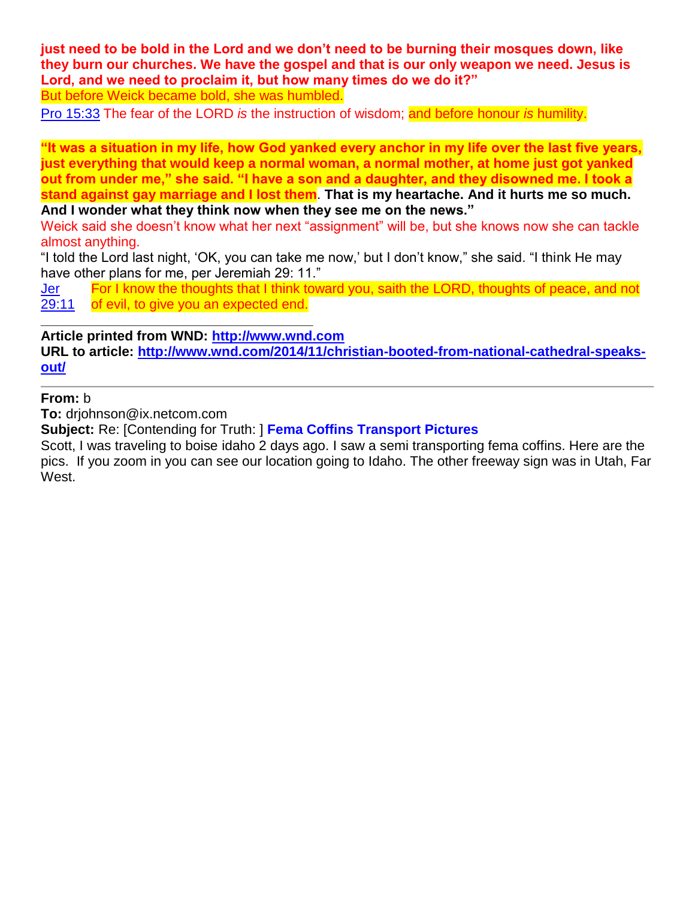**just need to be bold in the Lord and we don't need to be burning their mosques down, like they burn our churches. We have the gospel and that is our only weapon we need. Jesus is Lord, and we need to proclaim it, but how many times do we do it?"**

But before Weick became bold, she was humbled.

[Pro 15:33](#) The fear of the LORD *is* the instruction of wisdom; and before honour *is* humility.

**"It was a situation in my life, how God yanked every anchor in my life over the last five years, just everything that would keep a normal woman, a normal mother, at home just got yanked out from under me," she said. "I have a son and a daughter, and they disowned me. I took a stand against gay marriage and I lost them. That is my heartache. And it hurts me so much. And I wonder what they think now when they see me on the news."**

Weick said she doesn't know what her next "assignment" will be, but she knows now she can tackle almost anything.

"I told the Lord last night, 'OK, you can take me now,' but I don't know," she said. "I think He may have other plans for me, per Jeremiah 29: 11."

[Jer 29:11](#) For I know the thoughts that I think toward you, saith the LORD, thoughts of peace, and not of evil, to give you an expected end.

\_\_\_\_\_\_\_\_\_\_\_\_\_\_\_\_\_\_\_\_\_\_\_\_\_\_\_\_\_\_\_\_\_\_\_\_\_\_\_\_

**Article printed from WND: [http://www.wnd.com](http://www.wnd.com)**

**URL to article: [http://www.wnd.com/2014/11/christian-booted-from-national-cathedral-speaks-out/](http://www.wnd.com/2014/11/christian-booted-from-national-cathedral-speaks-out/)**

---

**From:** b
**To:** drjohnson@ix.netcom.com
**Subject:** Re: [Contending for Truth: ] **Fema Coffins Transport Pictures**

Scott, I was traveling to boise idaho 2 days ago. I saw a semi transporting fema coffins. Here are the pics. If you zoom in you can see our location going to Idaho. The other freeway sign was in Utah, Far West.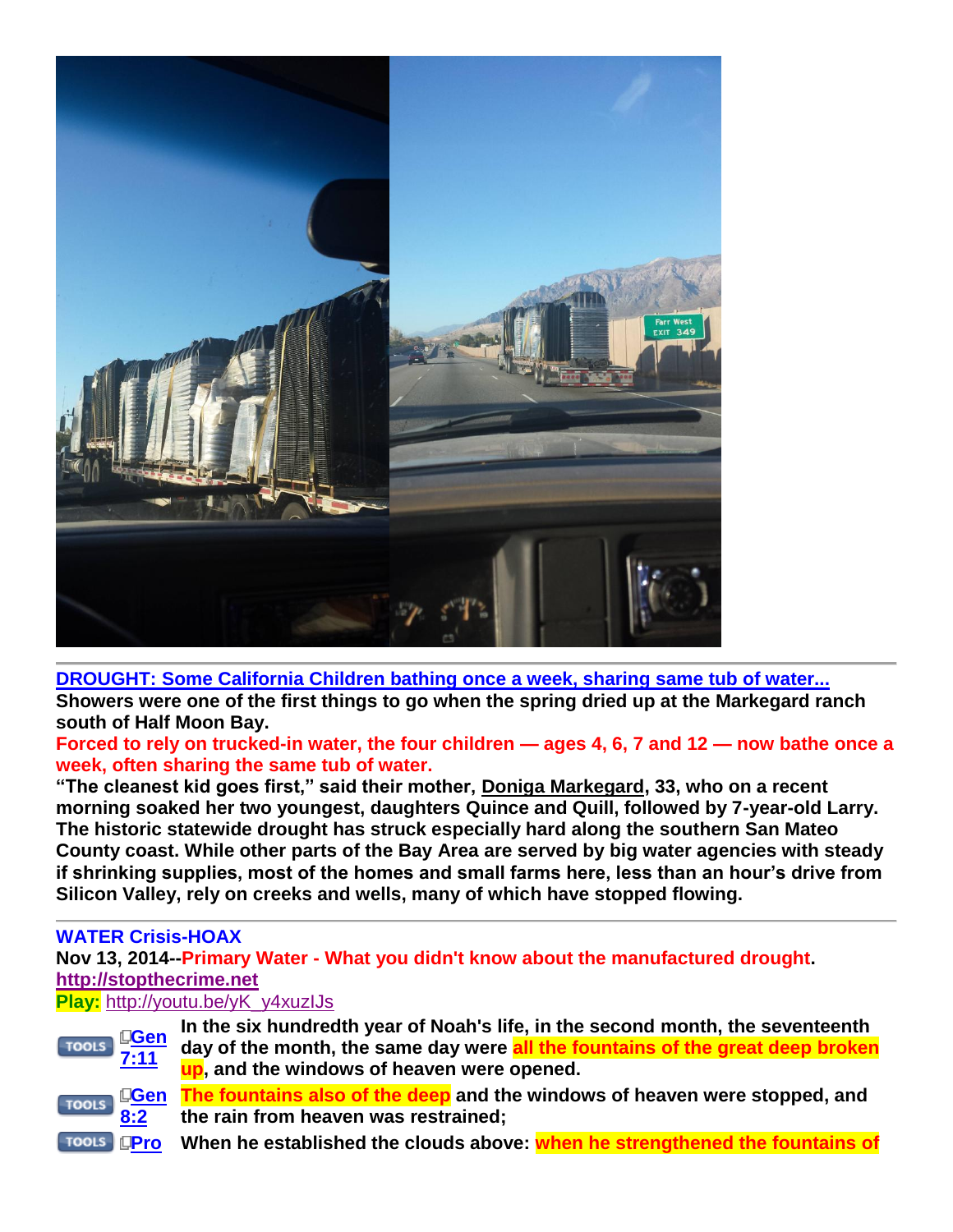**[DROUGHT: Some California Children bathing once a week, sharing same tub of water...](#)**

**Showers were one of the first things to go when the spring dried up at the Markegard ranch south of Half Moon Bay.**

**Forced to rely on trucked-in water, the four children — ages 4, 6, 7 and 12 — now bathe once a week, often sharing the same tub of water.**

**"The cleanest kid goes first," said their mother, Doniga Markegard, 33, who on a recent morning soaked her two youngest, daughters Quince and Quill, followed by 7-year-old Larry. The historic statewide drought has struck especially hard along the southern San Mateo County coast. While other parts of the Bay Area are served by big water agencies with steady if shrinking supplies, most of the homes and small farms here, less than an hour's drive from Silicon Valley, rely on creeks and wells, many of which have stopped flowing.**

---

**WATER Crisis-HOAX**

**Nov 13, 2014--Primary Water - What you didn't know about the manufactured drought.**

**[http://stopthecrime.net](http://stopthecrime.net)**

**Play:** [http://youtu.be/yK_y4xuzIJs](http://youtu.be/yK_y4xuzIJs)

| | | |
|---|---|---|
| TOOLS | **Gen 7:11** | **In the six hundredth year of Noah's life, in the second month, the seventeenth day of the month, the same day were all the fountains of the great deep broken up, and the windows of heaven were opened.** |
| TOOLS | **Gen 8:2** | **The fountains also of the deep and the windows of heaven were stopped, and the rain from heaven was restrained;** |
| TOOLS | **Pro** | **When he established the clouds above: when he strengthened the fountains of** |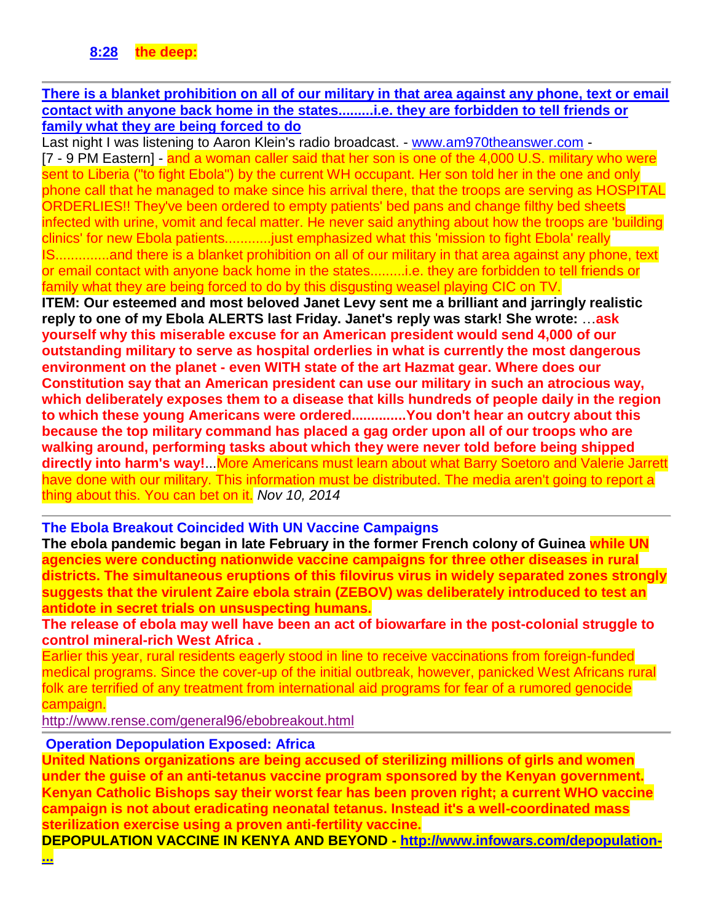**8:28 the deep:**

---

**There is a blanket prohibition on all of our military in that area against any phone, text or email contact with anyone back home in the states.........i.e. they are forbidden to tell friends or family what they are being forced to do**

Last night I was listening to Aaron Klein's radio broadcast. - www.am970theanswer.com - [7 - 9 PM Eastern] - and a woman caller said that her son is one of the 4,000 U.S. military who were sent to Liberia ("to fight Ebola") by the current WH occupant. Her son told her in the one and only phone call that he managed to make since his arrival there, that the troops are serving as HOSPITAL ORDERLIES!! They've been ordered to empty patients' bed pans and change filthy bed sheets infected with urine, vomit and fecal matter. He never said anything about how the troops are 'building clinics' for new Ebola patients...........just emphasized what this 'mission to fight Ebola' really IS.............and there is a blanket prohibition on all of our military in that area against any phone, text or email contact with anyone back home in the states.........i.e. they are forbidden to tell friends or family what they are being forced to do by this disgusting weasel playing CIC on TV.

**ITEM: Our esteemed and most beloved Janet Levy sent me a brilliant and jarringly realistic reply to one of my Ebola ALERTS last Friday. Janet's reply was stark! She wrote:** …**ask yourself why this miserable excuse for an American president would send 4,000 of our outstanding military to serve as hospital orderlies in what is currently the most dangerous environment on the planet - even WITH state of the art Hazmat gear. Where does our Constitution say that an American president can use our military in such an atrocious way, which deliberately exposes them to a disease that kills hundreds of people daily in the region to which these young Americans were ordered..............You don't hear an outcry about this because the top military command has placed a gag order upon all of our troops who are walking around, performing tasks about which they were never told before being shipped directly into harm's way!**...More Americans must learn about what Barry Soetoro and Valerie Jarrett have done with our military. This information must be distributed. The media aren't going to report a thing about this. You can bet on it. *Nov 10, 2014*

---

**The Ebola Breakout Coincided With UN Vaccine Campaigns**

**The ebola pandemic began in late February in the former French colony of Guinea while UN agencies were conducting nationwide vaccine campaigns for three other diseases in rural districts. The simultaneous eruptions of this filovirus virus in widely separated zones strongly suggests that the virulent Zaire ebola strain (ZEBOV) was deliberately introduced to test an antidote in secret trials on unsuspecting humans.**

**The release of ebola may well have been an act of biowarfare in the post-colonial struggle to control mineral-rich West Africa .**

Earlier this year, rural residents eagerly stood in line to receive vaccinations from foreign-funded medical programs. Since the cover-up of the initial outbreak, however, panicked West Africans rural folk are terrified of any treatment from international aid programs for fear of a rumored genocide campaign.

http://www.rense.com/general96/ebobreakout.html

---

**Operation Depopulation Exposed: Africa**

**United Nations organizations are being accused of sterilizing millions of girls and women under the guise of an anti-tetanus vaccine program sponsored by the Kenyan government. Kenyan Catholic Bishops say their worst fear has been proven right; a current WHO vaccine campaign is not about eradicating neonatal tetanus. Instead it's a well-coordinated mass sterilization exercise using a proven anti-fertility vaccine.**

**DEPOPULATION VACCINE IN KENYA AND BEYOND - http://www.infowars.com/depopulation-...**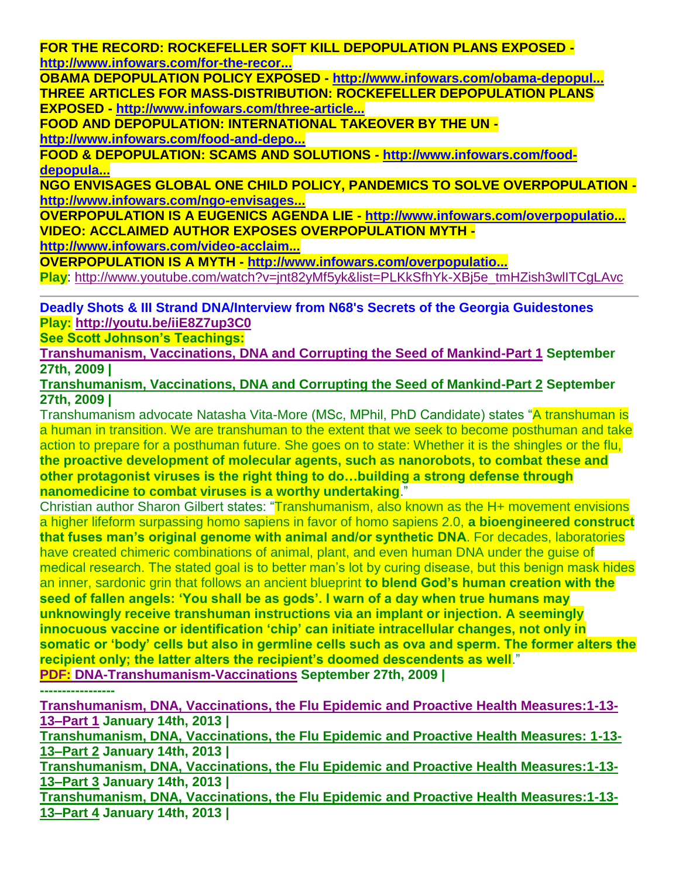**FOR THE RECORD: ROCKEFELLER SOFT KILL DEPOPULATION PLANS EXPOSED - http://www.infowars.com/for-the-recor...**
**OBAMA DEPOPULATION POLICY EXPOSED - http://www.infowars.com/obama-depopul...**
**THREE ARTICLES FOR MASS-DISTRIBUTION: ROCKEFELLER DEPOPULATION PLANS EXPOSED - http://www.infowars.com/three-article...**
**FOOD AND DEPOPULATION: INTERNATIONAL TAKEOVER BY THE UN - http://www.infowars.com/food-and-depo...**
**FOOD & DEPOPULATION: SCAMS AND SOLUTIONS - http://www.infowars.com/food-depopula...**
**NGO ENVISAGES GLOBAL ONE CHILD POLICY, PANDEMICS TO SOLVE OVERPOPULATION - http://www.infowars.com/ngo-envisages...**
**OVERPOPULATION IS A EUGENICS AGENDA LIE - http://www.infowars.com/overpopulatio...**
**VIDEO: ACCLAIMED AUTHOR EXPOSES OVERPOPULATION MYTH - http://www.infowars.com/video-acclaim...**
**OVERPOPULATION IS A MYTH - http://www.infowars.com/overpopulatio...**
**Play**: http://www.youtube.com/watch?v=jnt82yMf5yk&list=PLKkSfhYk-XBj5e_tmHZish3wlITCgLAvc

---

**Deadly Shots & Ill Strand DNA/Interview from N68's Secrets of the Georgia Guidestones**
**Play: http://youtu.be/iiE8Z7up3C0**
**See Scott Johnson's Teachings:**
**Transhumanism, Vaccinations, DNA and Corrupting the Seed of Mankind-Part 1 September 27th, 2009 |**
**Transhumanism, Vaccinations, DNA and Corrupting the Seed of Mankind-Part 2 September 27th, 2009 |**

Transhumanism advocate Natasha Vita-More (MSc, MPhil, PhD Candidate) states "A transhuman is a human in transition. We are transhuman to the extent that we seek to become posthuman and take action to prepare for a posthuman future. She goes on to state: Whether it is the shingles or the flu, **the proactive development of molecular agents, such as nanorobots, to combat these and other protagonist viruses is the right thing to do…building a strong defense through nanomedicine to combat viruses is a worthy undertaking**."

Christian author Sharon Gilbert states: "Transhumanism, also known as the H+ movement envisions a higher lifeform surpassing homo sapiens in favor of homo sapiens 2.0, **a bioengineered construct that fuses man's original genome with animal and/or synthetic DNA**. For decades, laboratories have created chimeric combinations of animal, plant, and even human DNA under the guise of medical research. The stated goal is to better man's lot by curing disease, but this benign mask hides an inner, sardonic grin that follows an ancient blueprint **to blend God's human creation with the seed of fallen angels: 'You shall be as gods'. I warn of a day when true humans may unknowingly receive transhuman instructions via an implant or injection. A seemingly innocuous vaccine or identification 'chip' can initiate intracellular changes, not only in somatic or 'body' cells but also in germline cells such as ova and sperm. The former alters the recipient only; the latter alters the recipient's doomed descendents as well**."

**PDF: DNA-Transhumanism-Vaccinations September 27th, 2009 |**

----------------

**Transhumanism, DNA, Vaccinations, the Flu Epidemic and Proactive Health Measures:1-13-13–Part 1 January 14th, 2013 |**
**Transhumanism, DNA, Vaccinations, the Flu Epidemic and Proactive Health Measures: 1-13-13–Part 2 January 14th, 2013 |**
**Transhumanism, DNA, Vaccinations, the Flu Epidemic and Proactive Health Measures:1-13-13–Part 3 January 14th, 2013 |**
**Transhumanism, DNA, Vaccinations, the Flu Epidemic and Proactive Health Measures:1-13-13–Part 4 January 14th, 2013 |**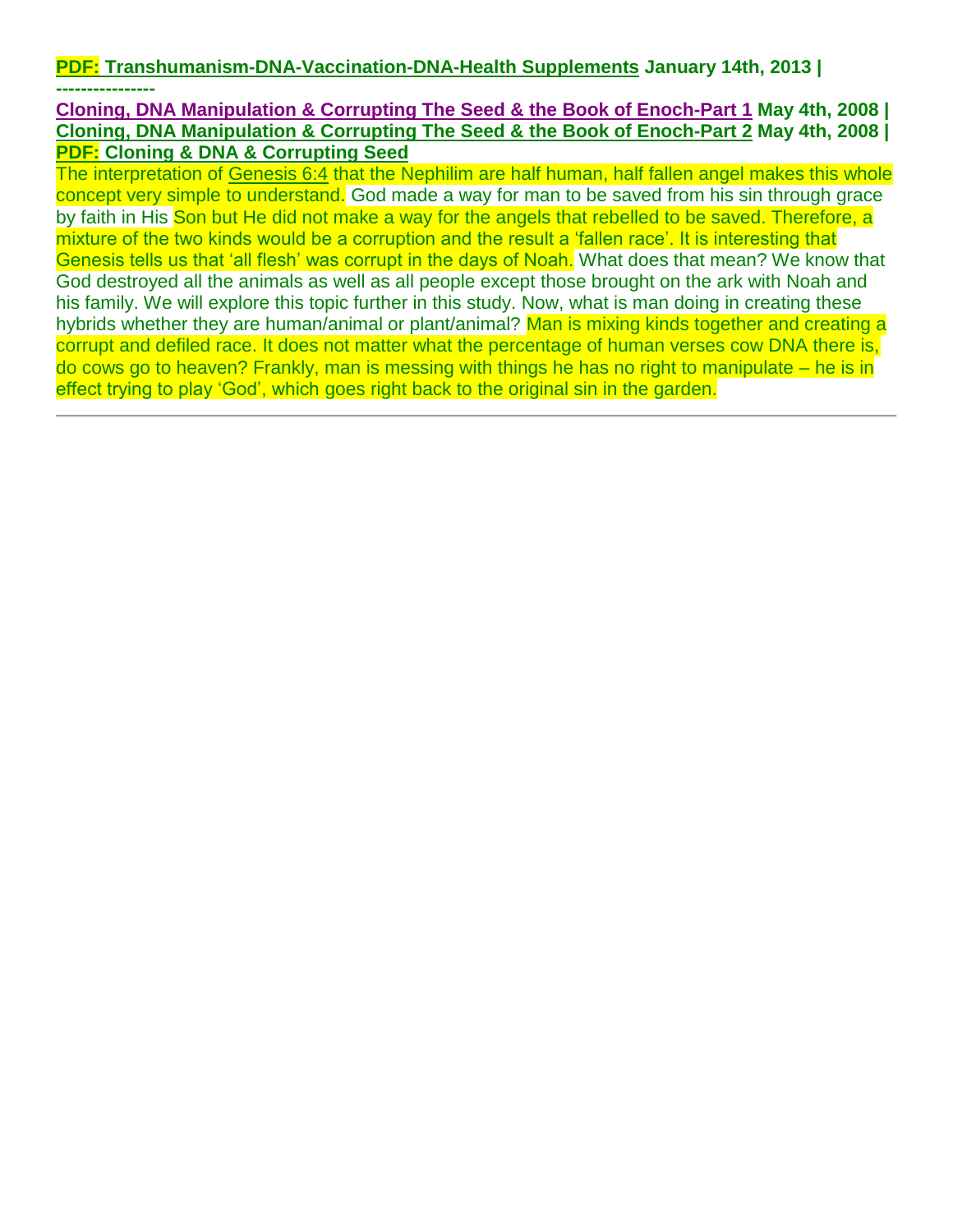**PDF: Transhumanism-DNA-Vaccination-DNA-Health Supplements January 14th, 2013 |**

**----------------**

**Cloning, DNA Manipulation & Corrupting The Seed & the Book of Enoch-Part 1 May 4th, 2008 |**
**Cloning, DNA Manipulation & Corrupting The Seed & the Book of Enoch-Part 2 May 4th, 2008 |**
**PDF: Cloning & DNA & Corrupting Seed**

The interpretation of Genesis 6:4 that the Nephilim are half human, half fallen angel makes this whole concept very simple to understand. God made a way for man to be saved from his sin through grace by faith in His Son but He did not make a way for the angels that rebelled to be saved. Therefore, a mixture of the two kinds would be a corruption and the result a 'fallen race'. It is interesting that Genesis tells us that 'all flesh' was corrupt in the days of Noah. What does that mean? We know that God destroyed all the animals as well as all people except those brought on the ark with Noah and his family. We will explore this topic further in this study. Now, what is man doing in creating these hybrids whether they are human/animal or plant/animal? Man is mixing kinds together and creating a corrupt and defiled race. It does not matter what the percentage of human verses cow DNA there is, do cows go to heaven? Frankly, man is messing with things he has no right to manipulate – he is in effect trying to play 'God', which goes right back to the original sin in the garden.

---